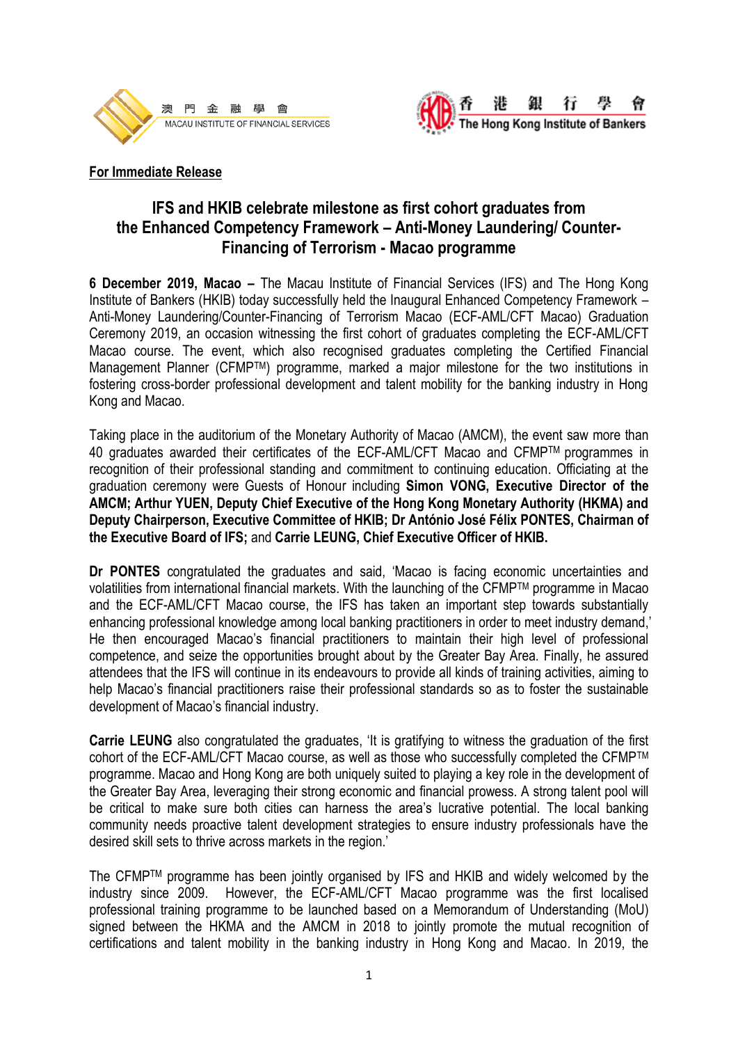澳門金融學會
MACAU INSTITUTE OF FINANCIAL SERVICES

香港銀行學會
The Hong Kong Institute of Bankers

**For Immediate Release**

# IFS and HKIB celebrate milestone as first cohort graduates from the Enhanced Competency Framework – Anti-Money Laundering/ Counter-Financing of Terrorism - Macao programme

**6 December 2019, Macao –** The Macau Institute of Financial Services (IFS) and The Hong Kong Institute of Bankers (HKIB) today successfully held the Inaugural Enhanced Competency Framework – Anti-Money Laundering/Counter-Financing of Terrorism Macao (ECF-AML/CFT Macao) Graduation Ceremony 2019, an occasion witnessing the first cohort of graduates completing the ECF-AML/CFT Macao course. The event, which also recognised graduates completing the Certified Financial Management Planner (CFMP™) programme, marked a major milestone for the two institutions in fostering cross-border professional development and talent mobility for the banking industry in Hong Kong and Macao.

Taking place in the auditorium of the Monetary Authority of Macao (AMCM), the event saw more than 40 graduates awarded their certificates of the ECF-AML/CFT Macao and CFMP™ programmes in recognition of their professional standing and commitment to continuing education. Officiating at the graduation ceremony were Guests of Honour including **Simon VONG, Executive Director of the AMCM; Arthur YUEN, Deputy Chief Executive of the Hong Kong Monetary Authority (HKMA) and Deputy Chairperson, Executive Committee of HKIB; Dr António José Félix PONTES, Chairman of the Executive Board of IFS;** and **Carrie LEUNG, Chief Executive Officer of HKIB.**

**Dr PONTES** congratulated the graduates and said, 'Macao is facing economic uncertainties and volatilities from international financial markets. With the launching of the CFMP™ programme in Macao and the ECF-AML/CFT Macao course, the IFS has taken an important step towards substantially enhancing professional knowledge among local banking practitioners in order to meet industry demand,' He then encouraged Macao's financial practitioners to maintain their high level of professional competence, and seize the opportunities brought about by the Greater Bay Area. Finally, he assured attendees that the IFS will continue in its endeavours to provide all kinds of training activities, aiming to help Macao's financial practitioners raise their professional standards so as to foster the sustainable development of Macao's financial industry.

**Carrie LEUNG** also congratulated the graduates, 'It is gratifying to witness the graduation of the first cohort of the ECF-AML/CFT Macao course, as well as those who successfully completed the CFMP™ programme. Macao and Hong Kong are both uniquely suited to playing a key role in the development of the Greater Bay Area, leveraging their strong economic and financial prowess. A strong talent pool will be critical to make sure both cities can harness the area's lucrative potential. The local banking community needs proactive talent development strategies to ensure industry professionals have the desired skill sets to thrive across markets in the region.'

The CFMP™ programme has been jointly organised by IFS and HKIB and widely welcomed by the industry since 2009. However, the ECF-AML/CFT Macao programme was the first localised professional training programme to be launched based on a Memorandum of Understanding (MoU) signed between the HKMA and the AMCM in 2018 to jointly promote the mutual recognition of certifications and talent mobility in the banking industry in Hong Kong and Macao. In 2019, the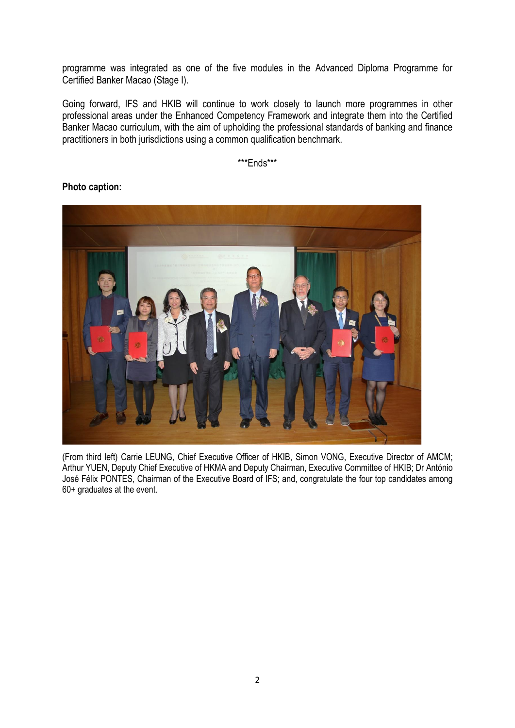programme was integrated as one of the five modules in the Advanced Diploma Programme for Certified Banker Macao (Stage I).

Going forward, IFS and HKIB will continue to work closely to launch more programmes in other professional areas under the Enhanced Competency Framework and integrate them into the Certified Banker Macao curriculum, with the aim of upholding the professional standards of banking and finance practitioners in both jurisdictions using a common qualification benchmark.

***Ends***

**Photo caption:**

(From third left) Carrie LEUNG, Chief Executive Officer of HKIB, Simon VONG, Executive Director of AMCM; Arthur YUEN, Deputy Chief Executive of HKMA and Deputy Chairman, Executive Committee of HKIB; Dr António José Félix PONTES, Chairman of the Executive Board of IFS; and, congratulate the four top candidates among 60+ graduates at the event.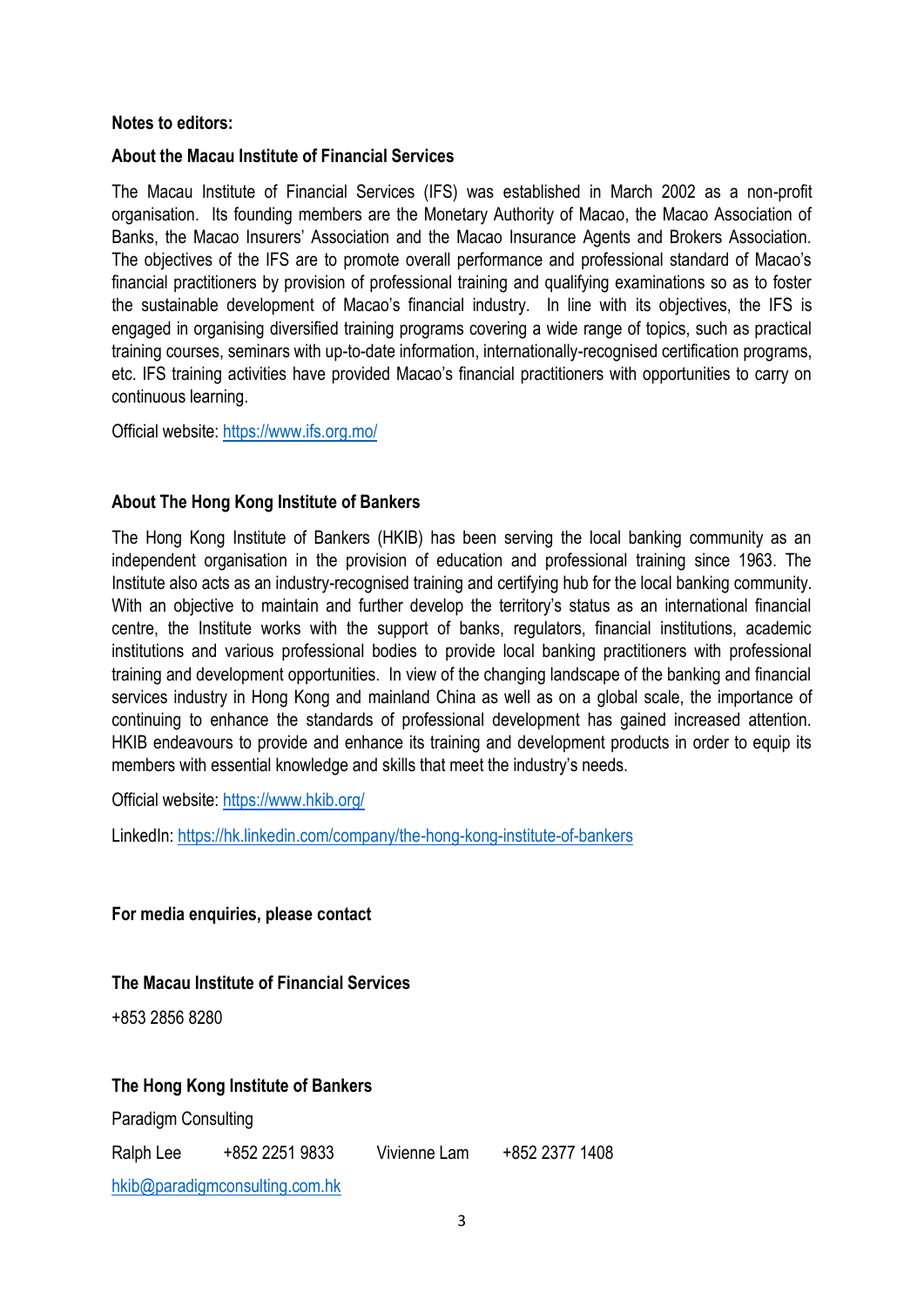**Notes to editors:**

**About the Macau Institute of Financial Services**

The Macau Institute of Financial Services (IFS) was established in March 2002 as a non-profit organisation. Its founding members are the Monetary Authority of Macao, the Macao Association of Banks, the Macao Insurers' Association and the Macao Insurance Agents and Brokers Association. The objectives of the IFS are to promote overall performance and professional standard of Macao's financial practitioners by provision of professional training and qualifying examinations so as to foster the sustainable development of Macao's financial industry. In line with its objectives, the IFS is engaged in organising diversified training programs covering a wide range of topics, such as practical training courses, seminars with up-to-date information, internationally-recognised certification programs, etc. IFS training activities have provided Macao's financial practitioners with opportunities to carry on continuous learning.

Official website: https://www.ifs.org.mo/

**About The Hong Kong Institute of Bankers**

The Hong Kong Institute of Bankers (HKIB) has been serving the local banking community as an independent organisation in the provision of education and professional training since 1963. The Institute also acts as an industry-recognised training and certifying hub for the local banking community. With an objective to maintain and further develop the territory's status as an international financial centre, the Institute works with the support of banks, regulators, financial institutions, academic institutions and various professional bodies to provide local banking practitioners with professional training and development opportunities. In view of the changing landscape of the banking and financial services industry in Hong Kong and mainland China as well as on a global scale, the importance of continuing to enhance the standards of professional development has gained increased attention. HKIB endeavours to provide and enhance its training and development products in order to equip its members with essential knowledge and skills that meet the industry's needs.

Official website: https://www.hkib.org/

LinkedIn: https://hk.linkedin.com/company/the-hong-kong-institute-of-bankers

**For media enquiries, please contact**

**The Macau Institute of Financial Services**

+853 2856 8280

**The Hong Kong Institute of Bankers**

Paradigm Consulting

Ralph Lee +852 2251 9833 Vivienne Lam +852 2377 1408

hkib@paradigmconsulting.com.hk